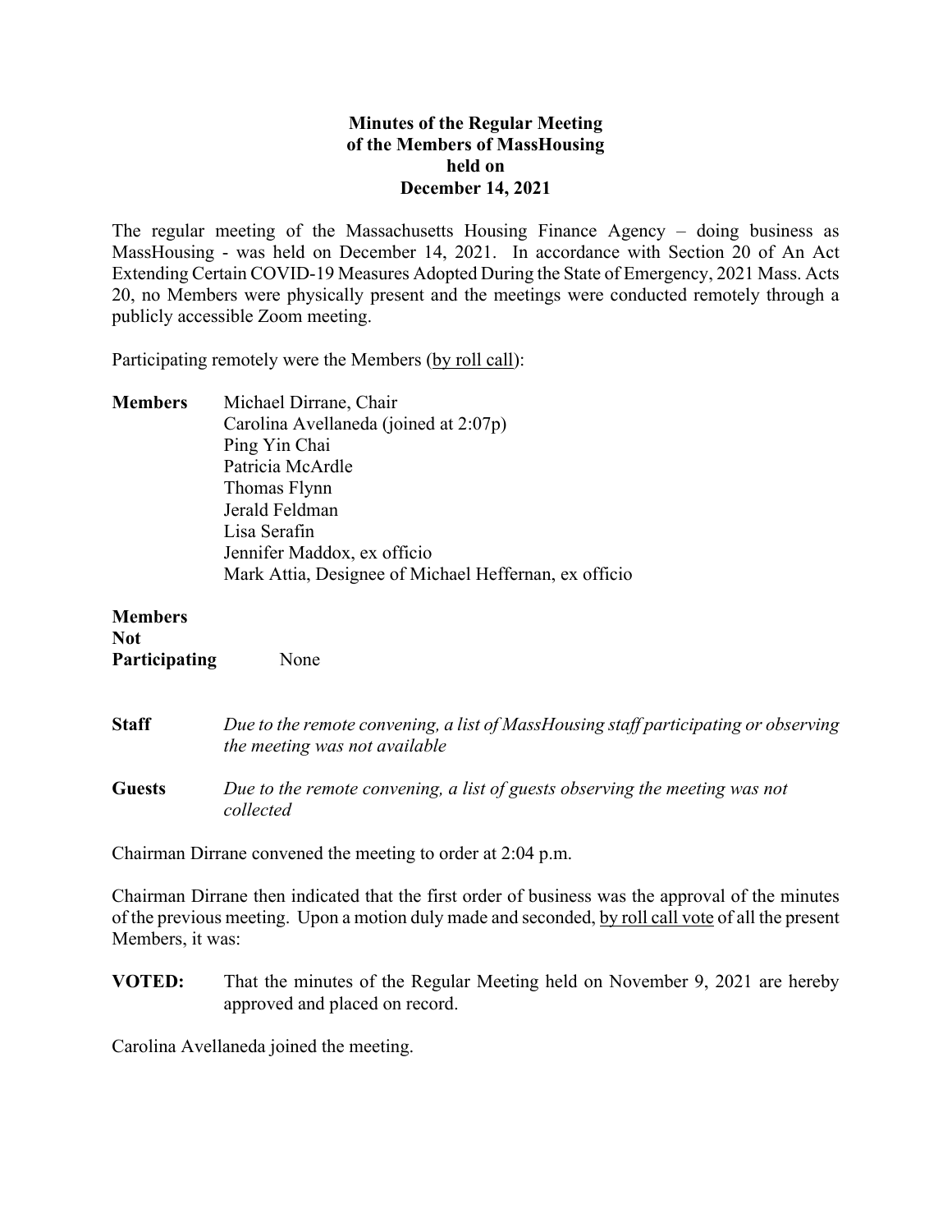**Minutes of the Regular Meeting**
**of the Members of MassHousing**
**held on**
**December 14, 2021**

The regular meeting of the Massachusetts Housing Finance Agency – doing business as MassHousing - was held on December 14, 2021. In accordance with Section 20 of An Act Extending Certain COVID-19 Measures Adopted During the State of Emergency, 2021 Mass. Acts 20, no Members were physically present and the meetings were conducted remotely through a publicly accessible Zoom meeting.

Participating remotely were the Members (by roll call):

**Members**

Michael Dirrane, Chair
Carolina Avellaneda (joined at 2:07p)
Ping Yin Chai
Patricia McArdle
Thomas Flynn
Jerald Feldman
Lisa Serafin
Jennifer Maddox, ex officio
Mark Attia, Designee of Michael Heffernan, ex officio

**Members Not Participating** None

**Staff** *Due to the remote convening, a list of MassHousing staff participating or observing the meeting was not available*

**Guests** *Due to the remote convening, a list of guests observing the meeting was not collected*

Chairman Dirrane convened the meeting to order at 2:04 p.m.

Chairman Dirrane then indicated that the first order of business was the approval of the minutes of the previous meeting. Upon a motion duly made and seconded, by roll call vote of all the present Members, it was:

**VOTED:** That the minutes of the Regular Meeting held on November 9, 2021 are hereby approved and placed on record.

Carolina Avellaneda joined the meeting.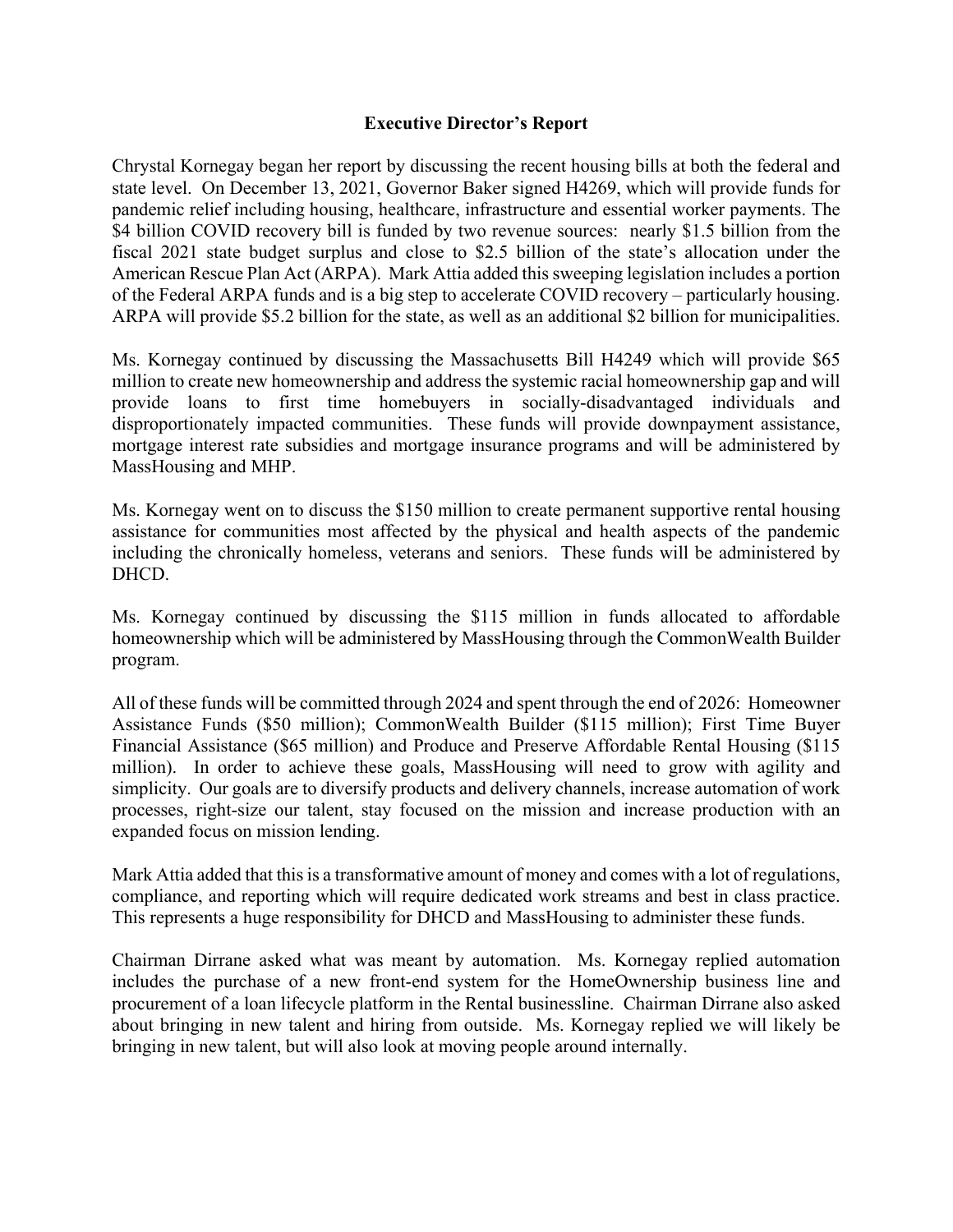## Executive Director's Report

Chrystal Kornegay began her report by discussing the recent housing bills at both the federal and state level. On December 13, 2021, Governor Baker signed H4269, which will provide funds for pandemic relief including housing, healthcare, infrastructure and essential worker payments. The $4 billion COVID recovery bill is funded by two revenue sources: nearly $1.5 billion from the fiscal 2021 state budget surplus and close to $2.5 billion of the state's allocation under the American Rescue Plan Act (ARPA). Mark Attia added this sweeping legislation includes a portion of the Federal ARPA funds and is a big step to accelerate COVID recovery – particularly housing. ARPA will provide $5.2 billion for the state, as well as an additional $2 billion for municipalities.

Ms. Kornegay continued by discussing the Massachusetts Bill H4249 which will provide $65 million to create new homeownership and address the systemic racial homeownership gap and will provide loans to first time homebuyers in socially-disadvantaged individuals and disproportionately impacted communities. These funds will provide downpayment assistance, mortgage interest rate subsidies and mortgage insurance programs and will be administered by MassHousing and MHP.

Ms. Kornegay went on to discuss the $150 million to create permanent supportive rental housing assistance for communities most affected by the physical and health aspects of the pandemic including the chronically homeless, veterans and seniors. These funds will be administered by DHCD.

Ms. Kornegay continued by discussing the $115 million in funds allocated to affordable homeownership which will be administered by MassHousing through the CommonWealth Builder program.

All of these funds will be committed through 2024 and spent through the end of 2026: Homeowner Assistance Funds ($50 million); CommonWealth Builder ($115 million); First Time Buyer Financial Assistance ($65 million) and Produce and Preserve Affordable Rental Housing ($115 million). In order to achieve these goals, MassHousing will need to grow with agility and simplicity. Our goals are to diversify products and delivery channels, increase automation of work processes, right-size our talent, stay focused on the mission and increase production with an expanded focus on mission lending.

Mark Attia added that this is a transformative amount of money and comes with a lot of regulations, compliance, and reporting which will require dedicated work streams and best in class practice. This represents a huge responsibility for DHCD and MassHousing to administer these funds.

Chairman Dirrane asked what was meant by automation. Ms. Kornegay replied automation includes the purchase of a new front-end system for the HomeOwnership business line and procurement of a loan lifecycle platform in the Rental businessline. Chairman Dirrane also asked about bringing in new talent and hiring from outside. Ms. Kornegay replied we will likely be bringing in new talent, but will also look at moving people around internally.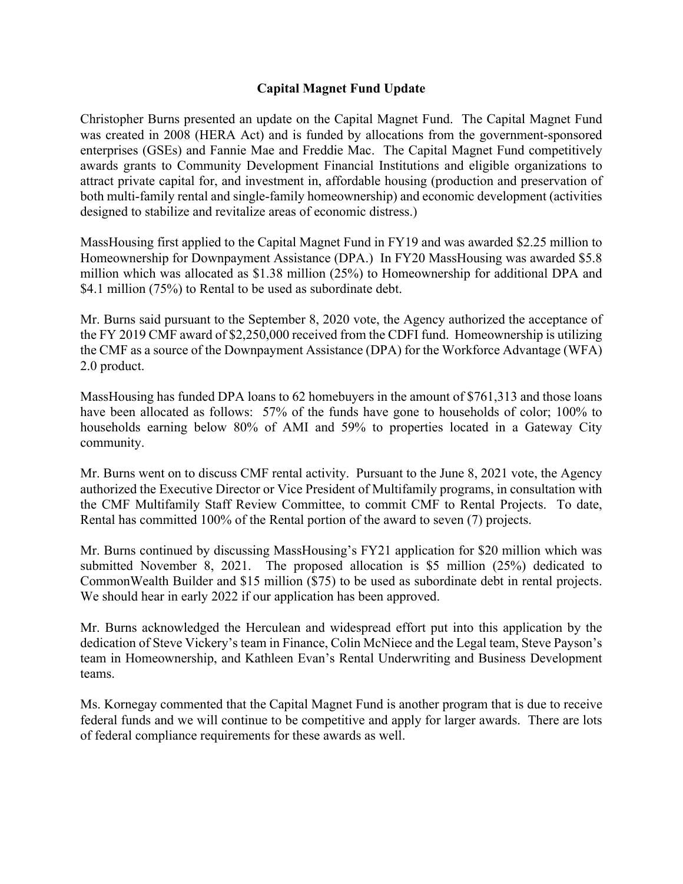## Capital Magnet Fund Update

Christopher Burns presented an update on the Capital Magnet Fund. The Capital Magnet Fund was created in 2008 (HERA Act) and is funded by allocations from the government-sponsored enterprises (GSEs) and Fannie Mae and Freddie Mac. The Capital Magnet Fund competitively awards grants to Community Development Financial Institutions and eligible organizations to attract private capital for, and investment in, affordable housing (production and preservation of both multi-family rental and single-family homeownership) and economic development (activities designed to stabilize and revitalize areas of economic distress.)

MassHousing first applied to the Capital Magnet Fund in FY19 and was awarded $2.25 million to Homeownership for Downpayment Assistance (DPA.) In FY20 MassHousing was awarded $5.8 million which was allocated as $1.38 million (25%) to Homeownership for additional DPA and $4.1 million (75%) to Rental to be used as subordinate debt.

Mr. Burns said pursuant to the September 8, 2020 vote, the Agency authorized the acceptance of the FY 2019 CMF award of $2,250,000 received from the CDFI fund. Homeownership is utilizing the CMF as a source of the Downpayment Assistance (DPA) for the Workforce Advantage (WFA) 2.0 product.

MassHousing has funded DPA loans to 62 homebuyers in the amount of $761,313 and those loans have been allocated as follows: 57% of the funds have gone to households of color; 100% to households earning below 80% of AMI and 59% to properties located in a Gateway City community.

Mr. Burns went on to discuss CMF rental activity. Pursuant to the June 8, 2021 vote, the Agency authorized the Executive Director or Vice President of Multifamily programs, in consultation with the CMF Multifamily Staff Review Committee, to commit CMF to Rental Projects. To date, Rental has committed 100% of the Rental portion of the award to seven (7) projects.

Mr. Burns continued by discussing MassHousing's FY21 application for $20 million which was submitted November 8, 2021. The proposed allocation is $5 million (25%) dedicated to CommonWealth Builder and $15 million ($75) to be used as subordinate debt in rental projects. We should hear in early 2022 if our application has been approved.

Mr. Burns acknowledged the Herculean and widespread effort put into this application by the dedication of Steve Vickery's team in Finance, Colin McNiece and the Legal team, Steve Payson's team in Homeownership, and Kathleen Evan's Rental Underwriting and Business Development teams.

Ms. Kornegay commented that the Capital Magnet Fund is another program that is due to receive federal funds and we will continue to be competitive and apply for larger awards. There are lots of federal compliance requirements for these awards as well.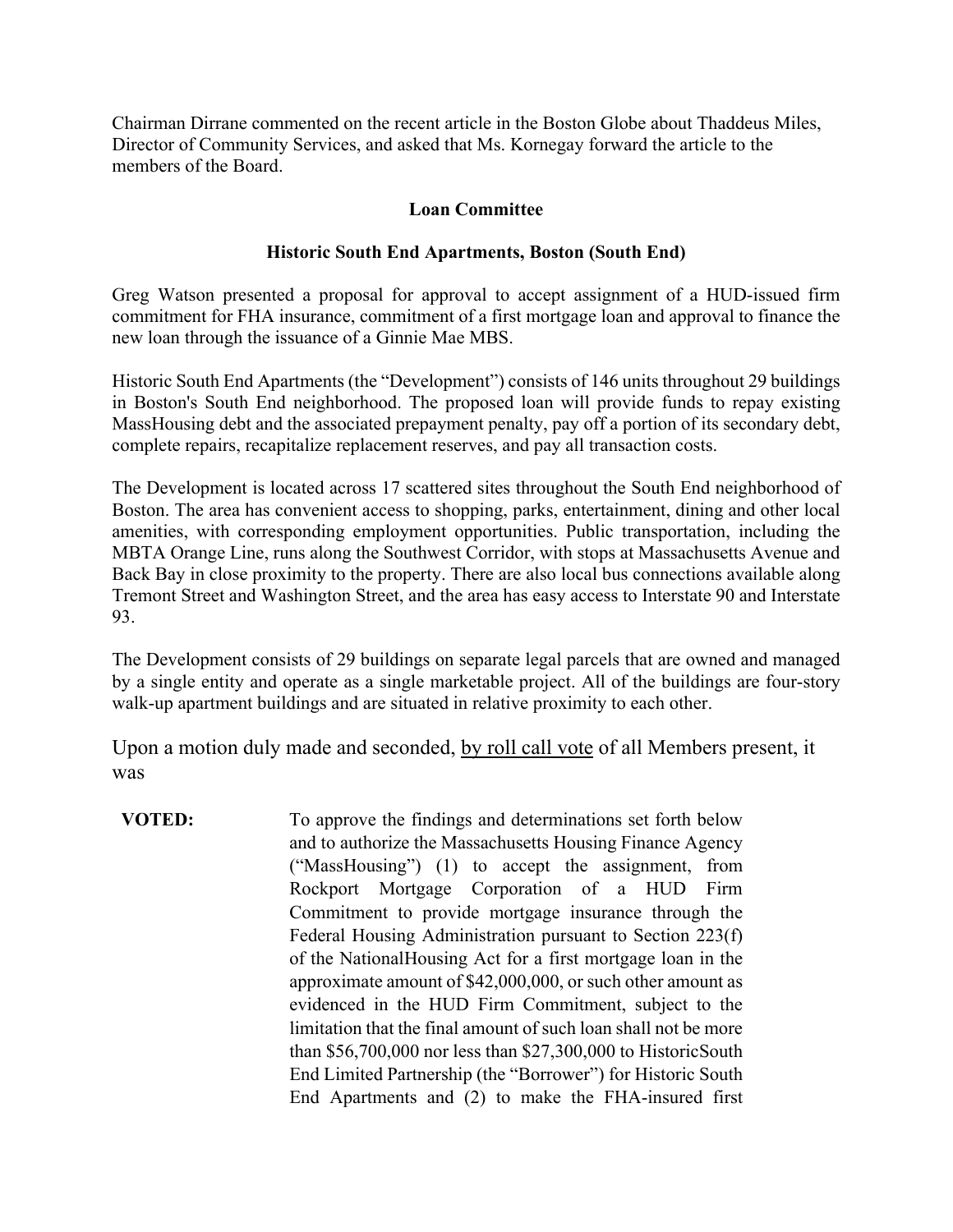Chairman Dirrane commented on the recent article in the Boston Globe about Thaddeus Miles, Director of Community Services, and asked that Ms. Kornegay forward the article to the members of the Board.

**Loan Committee**

**Historic South End Apartments, Boston (South End)**

Greg Watson presented a proposal for approval to accept assignment of a HUD-issued firm commitment for FHA insurance, commitment of a first mortgage loan and approval to finance the new loan through the issuance of a Ginnie Mae MBS.

Historic South End Apartments (the "Development") consists of 146 units throughout 29 buildings in Boston's South End neighborhood. The proposed loan will provide funds to repay existing MassHousing debt and the associated prepayment penalty, pay off a portion of its secondary debt, complete repairs, recapitalize replacement reserves, and pay all transaction costs.

The Development is located across 17 scattered sites throughout the South End neighborhood of Boston. The area has convenient access to shopping, parks, entertainment, dining and other local amenities, with corresponding employment opportunities. Public transportation, including the MBTA Orange Line, runs along the Southwest Corridor, with stops at Massachusetts Avenue and Back Bay in close proximity to the property. There are also local bus connections available along Tremont Street and Washington Street, and the area has easy access to Interstate 90 and Interstate 93.

The Development consists of 29 buildings on separate legal parcels that are owned and managed by a single entity and operate as a single marketable project. All of the buildings are four-story walk-up apartment buildings and are situated in relative proximity to each other.

Upon a motion duly made and seconded, <u>by roll call vote</u> of all Members present, it was

**VOTED:** To approve the findings and determinations set forth below and to authorize the Massachusetts Housing Finance Agency ("MassHousing") (1) to accept the assignment, from Rockport Mortgage Corporation of a HUD Firm Commitment to provide mortgage insurance through the Federal Housing Administration pursuant to Section 223(f) of the NationalHousing Act for a first mortgage loan in the approximate amount of $42,000,000, or such other amount as evidenced in the HUD Firm Commitment, subject to the limitation that the final amount of such loan shall not be more than $56,700,000 nor less than $27,300,000 to HistoricSouth End Limited Partnership (the "Borrower") for Historic South End Apartments and (2) to make the FHA-insured first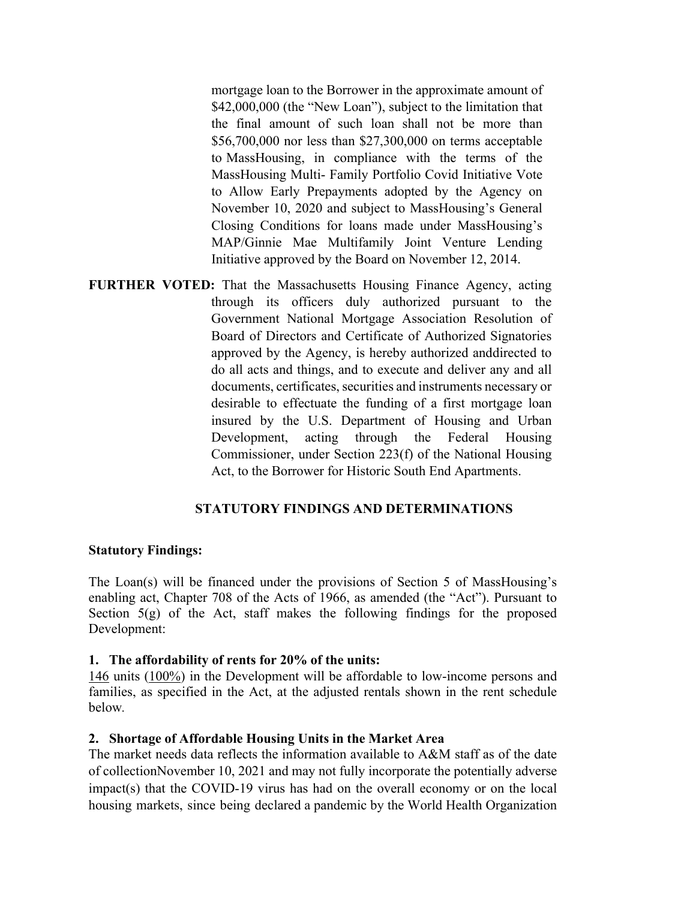mortgage loan to the Borrower in the approximate amount of $42,000,000 (the "New Loan"), subject to the limitation that the final amount of such loan shall not be more than $56,700,000 nor less than $27,300,000 on terms acceptable to MassHousing, in compliance with the terms of the MassHousing Multi- Family Portfolio Covid Initiative Vote to Allow Early Prepayments adopted by the Agency on November 10, 2020 and subject to MassHousing's General Closing Conditions for loans made under MassHousing's MAP/Ginnie Mae Multifamily Joint Venture Lending Initiative approved by the Board on November 12, 2014.

**FURTHER VOTED:** That the Massachusetts Housing Finance Agency, acting through its officers duly authorized pursuant to the Government National Mortgage Association Resolution of Board of Directors and Certificate of Authorized Signatories approved by the Agency, is hereby authorized anddirected to do all acts and things, and to execute and deliver any and all documents, certificates, securities and instruments necessary or desirable to effectuate the funding of a first mortgage loan insured by the U.S. Department of Housing and Urban Development, acting through the Federal Housing Commissioner, under Section 223(f) of the National Housing Act, to the Borrower for Historic South End Apartments.

## STATUTORY FINDINGS AND DETERMINATIONS

**Statutory Findings:**

The Loan(s) will be financed under the provisions of Section 5 of MassHousing's enabling act, Chapter 708 of the Acts of 1966, as amended (the "Act"). Pursuant to Section 5(g) of the Act, staff makes the following findings for the proposed Development:

**1. The affordability of rents for 20% of the units:**

146 units (100%) in the Development will be affordable to low-income persons and families, as specified in the Act, at the adjusted rentals shown in the rent schedule below.

**2. Shortage of Affordable Housing Units in the Market Area**

The market needs data reflects the information available to A&M staff as of the date of collectionNovember 10, 2021 and may not fully incorporate the potentially adverse impact(s) that the COVID-19 virus has had on the overall economy or on the local housing markets, since being declared a pandemic by the World Health Organization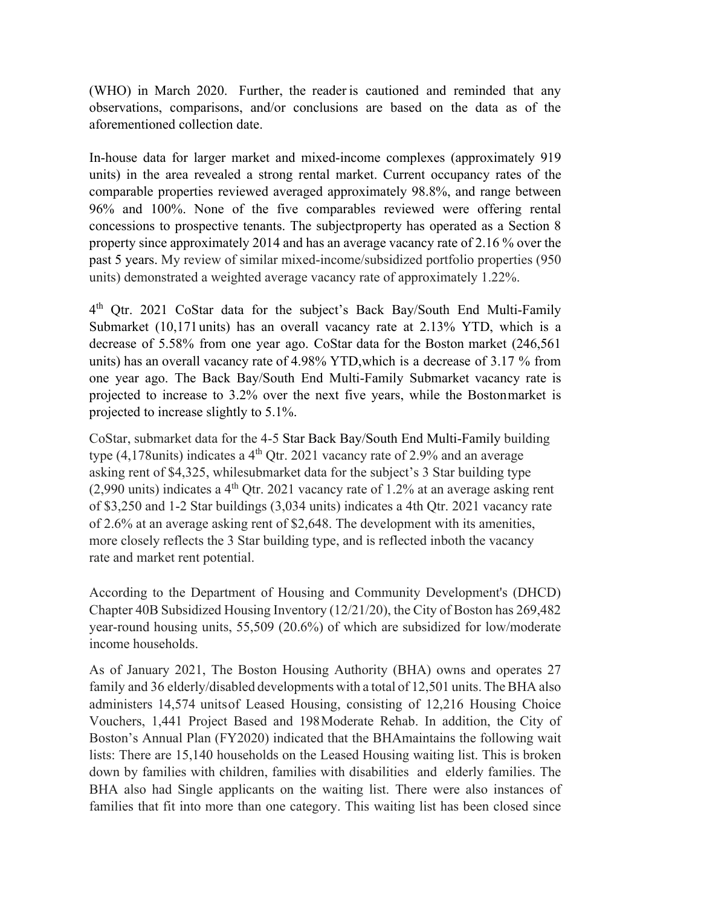(WHO) in March 2020. Further, the reader is cautioned and reminded that any observations, comparisons, and/or conclusions are based on the data as of the aforementioned collection date.

In-house data for larger market and mixed-income complexes (approximately 919 units) in the area revealed a strong rental market. Current occupancy rates of the comparable properties reviewed averaged approximately 98.8%, and range between 96% and 100%. None of the five comparables reviewed were offering rental concessions to prospective tenants. The subjectproperty has operated as a Section 8 property since approximately 2014 and has an average vacancy rate of 2.16 % over the past 5 years. My review of similar mixed-income/subsidized portfolio properties (950 units) demonstrated a weighted average vacancy rate of approximately 1.22%.

4th Qtr. 2021 CoStar data for the subject's Back Bay/South End Multi-Family Submarket (10,171 units) has an overall vacancy rate at 2.13% YTD, which is a decrease of 5.58% from one year ago. CoStar data for the Boston market (246,561 units) has an overall vacancy rate of 4.98% YTD,which is a decrease of 3.17 % from one year ago. The Back Bay/South End Multi-Family Submarket vacancy rate is projected to increase to 3.2% over the next five years, while the Bostonmarket is projected to increase slightly to 5.1%.

CoStar, submarket data for the 4-5 Star Back Bay/South End Multi-Family building type (4,178units) indicates a 4th Qtr. 2021 vacancy rate of 2.9% and an average asking rent of $4,325, whilesubmarket data for the subject's 3 Star building type (2,990 units) indicates a 4th Qtr. 2021 vacancy rate of 1.2% at an average asking rent of $3,250 and 1-2 Star buildings (3,034 units) indicates a 4th Qtr. 2021 vacancy rate of 2.6% at an average asking rent of $2,648. The development with its amenities, more closely reflects the 3 Star building type, and is reflected inboth the vacancy rate and market rent potential.

According to the Department of Housing and Community Development's (DHCD) Chapter 40B Subsidized Housing Inventory (12/21/20), the City of Boston has 269,482 year-round housing units, 55,509 (20.6%) of which are subsidized for low/moderate income households.

As of January 2021, The Boston Housing Authority (BHA) owns and operates 27 family and 36 elderly/disabled developments with a total of 12,501 units. The BHA also administers 14,574 unitsof Leased Housing, consisting of 12,216 Housing Choice Vouchers, 1,441 Project Based and 198 Moderate Rehab. In addition, the City of Boston's Annual Plan (FY2020) indicated that the BHAmaintains the following wait lists: There are 15,140 households on the Leased Housing waiting list. This is broken down by families with children, families with disabilities and elderly families. The BHA also had Single applicants on the waiting list. There were also instances of families that fit into more than one category. This waiting list has been closed since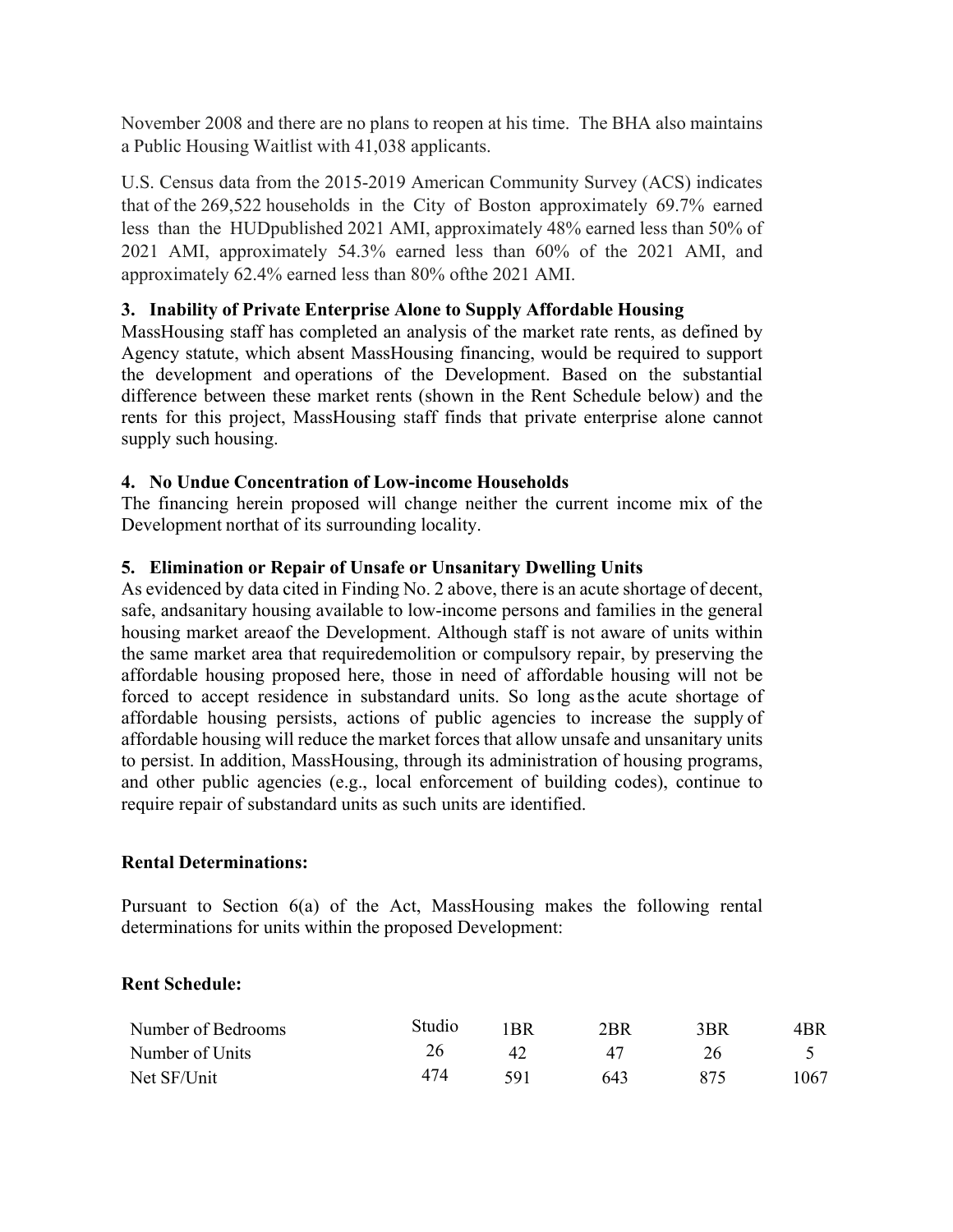November 2008 and there are no plans to reopen at his time. The BHA also maintains a Public Housing Waitlist with 41,038 applicants.

U.S. Census data from the 2015-2019 American Community Survey (ACS) indicates that of the 269,522 households in the City of Boston approximately 69.7% earned less than the HUDpublished 2021 AMI, approximately 48% earned less than 50% of 2021 AMI, approximately 54.3% earned less than 60% of the 2021 AMI, and approximately 62.4% earned less than 80% ofthe 2021 AMI.

**3. Inability of Private Enterprise Alone to Supply Affordable Housing**

MassHousing staff has completed an analysis of the market rate rents, as defined by Agency statute, which absent MassHousing financing, would be required to support the development and operations of the Development. Based on the substantial difference between these market rents (shown in the Rent Schedule below) and the rents for this project, MassHousing staff finds that private enterprise alone cannot supply such housing.

**4. No Undue Concentration of Low-income Households**

The financing herein proposed will change neither the current income mix of the Development northat of its surrounding locality.

**5. Elimination or Repair of Unsafe or Unsanitary Dwelling Units**

As evidenced by data cited in Finding No. 2 above, there is an acute shortage of decent, safe, andsanitary housing available to low-income persons and families in the general housing market areaof the Development. Although staff is not aware of units within the same market area that requiredemolition or compulsory repair, by preserving the affordable housing proposed here, those in need of affordable housing will not be forced to accept residence in substandard units. So long asthe acute shortage of affordable housing persists, actions of public agencies to increase the supply of affordable housing will reduce the market forces that allow unsafe and unsanitary units to persist. In addition, MassHousing, through its administration of housing programs, and other public agencies (e.g., local enforcement of building codes), continue to require repair of substandard units as such units are identified.

**Rental Determinations:**

Pursuant to Section 6(a) of the Act, MassHousing makes the following rental determinations for units within the proposed Development:

**Rent Schedule:**

| Number of Bedrooms | Studio | 1BR | 2BR | 3BR | 4BR |
|---|---|---|---|---|---|
| Number of Units | 26 | 42 | 47 | 26 | 5 |
| Net SF/Unit | 474 | 591 | 643 | 875 | 1067 |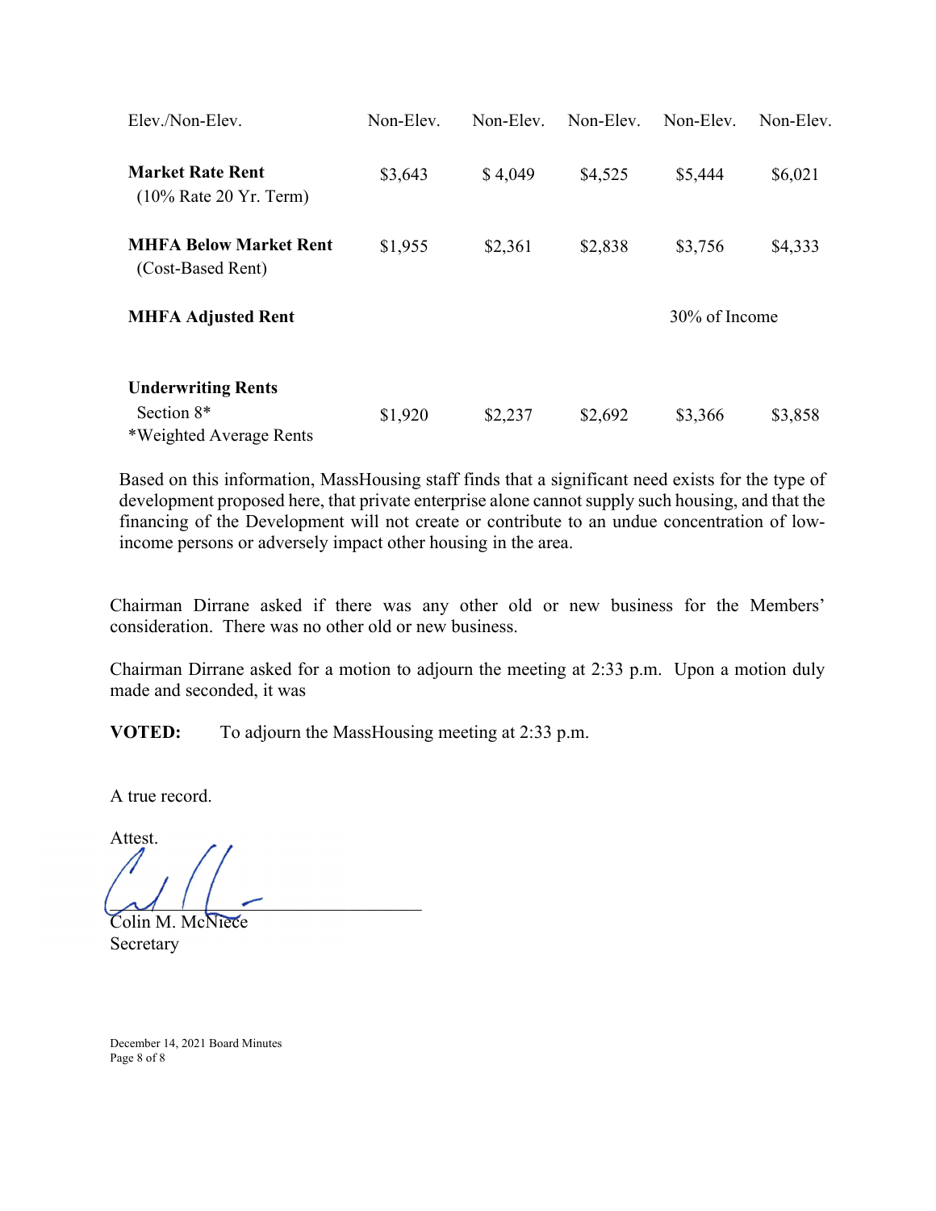| | | | | | |
|---|---|---|---|---|---|
| Elev./Non-Elev. | Non-Elev. | Non-Elev. | Non-Elev. | Non-Elev. | Non-Elev. |
| **Market Rate Rent** (10% Rate 20 Yr. Term) | $3,643 | $ 4,049 | $4,525 | $5,444 | $6,021 |
| **MHFA Below Market Rent** (Cost-Based Rent) | $1,955 | $2,361 | $2,838 | $3,756 | $4,333 |
| **MHFA Adjusted Rent** | | | | 30% of Income | |
| **Underwriting Rents** Section 8* *Weighted Average Rents | $1,920 | $2,237 | $2,692 | $3,366 | $3,858 |

Based on this information, MassHousing staff finds that a significant need exists for the type of development proposed here, that private enterprise alone cannot supply such housing, and that the financing of the Development will not create or contribute to an undue concentration of low-income persons or adversely impact other housing in the area.

Chairman Dirrane asked if there was any other old or new business for the Members' consideration. There was no other old or new business.

Chairman Dirrane asked for a motion to adjourn the meeting at 2:33 p.m. Upon a motion duly made and seconded, it was

**VOTED:** To adjourn the MassHousing meeting at 2:33 p.m.

A true record.

Attest.

Colin M. McNiece
Secretary

December 14, 2021 Board Minutes